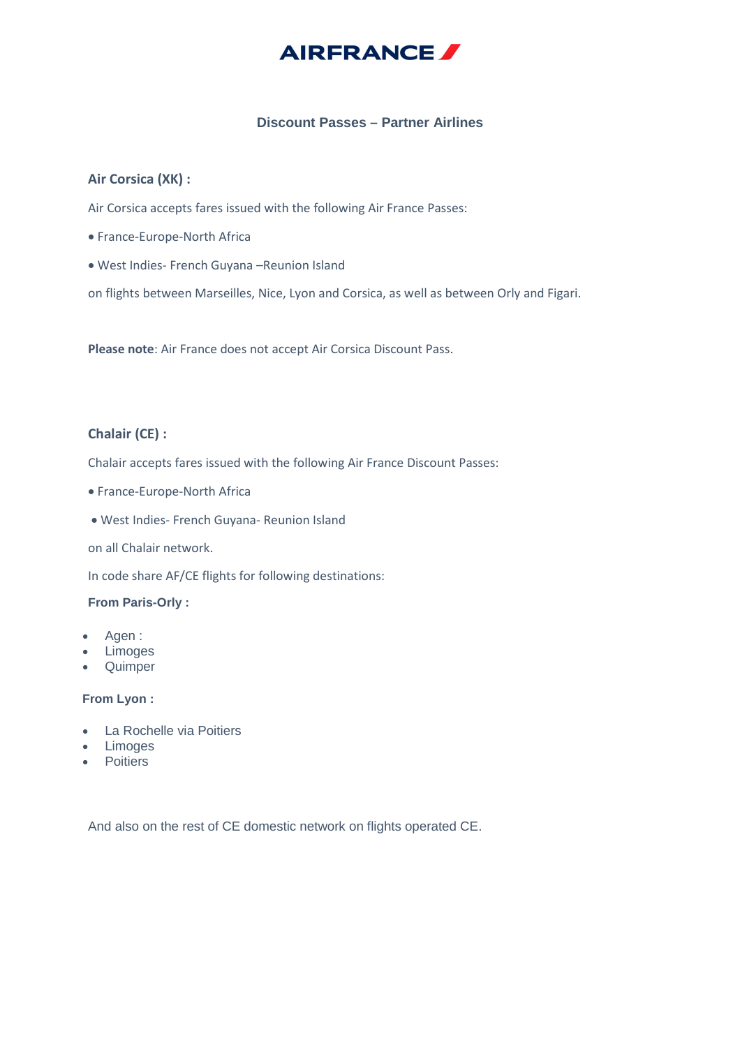# AIRFRANCE

## Discount Passes – Partner Airlines

### Air Corsica (XK) :

Air Corsica accepts fares issued with the following Air France Passes:

- France-Europe-North Africa
- West Indies- French Guyana –Reunion Island

on flights between Marseilles, Nice, Lyon and Corsica, as well as between Orly and Figari.

**Please note**: Air France does not accept Air Corsica Discount Pass.

### Chalair (CE) :

Chalair accepts fares issued with the following Air France Discount Passes:

- France-Europe-North Africa
- West Indies- French Guyana- Reunion Island

on all Chalair network.

In code share AF/CE flights for following destinations:

**From Paris-Orly :**

- Agen :
- Limoges
- Quimper

**From Lyon :**

- La Rochelle via Poitiers
- Limoges
- Poitiers

And also on the rest of CE domestic network on flights operated CE.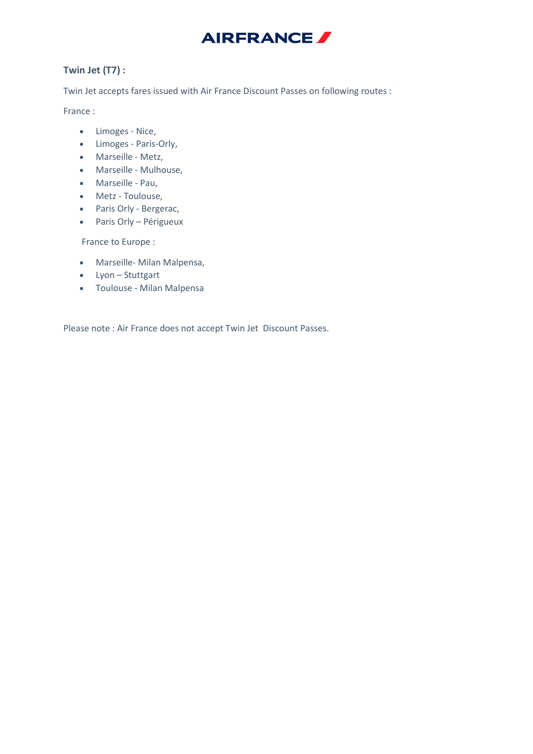### Twin Jet (T7) :

Twin Jet accepts fares issued with Air France Discount Passes on following routes :

France :

- Limoges - Nice,
- Limoges - Paris-Orly,
- Marseille - Metz,
- Marseille - Mulhouse,
- Marseille - Pau,
- Metz - Toulouse,
- Paris Orly - Bergerac,
- Paris Orly – Périgueux

France to Europe :

- Marseille- Milan Malpensa,
- Lyon – Stuttgart
- Toulouse - Milan Malpensa

Please note : Air France does not accept Twin Jet Discount Passes.